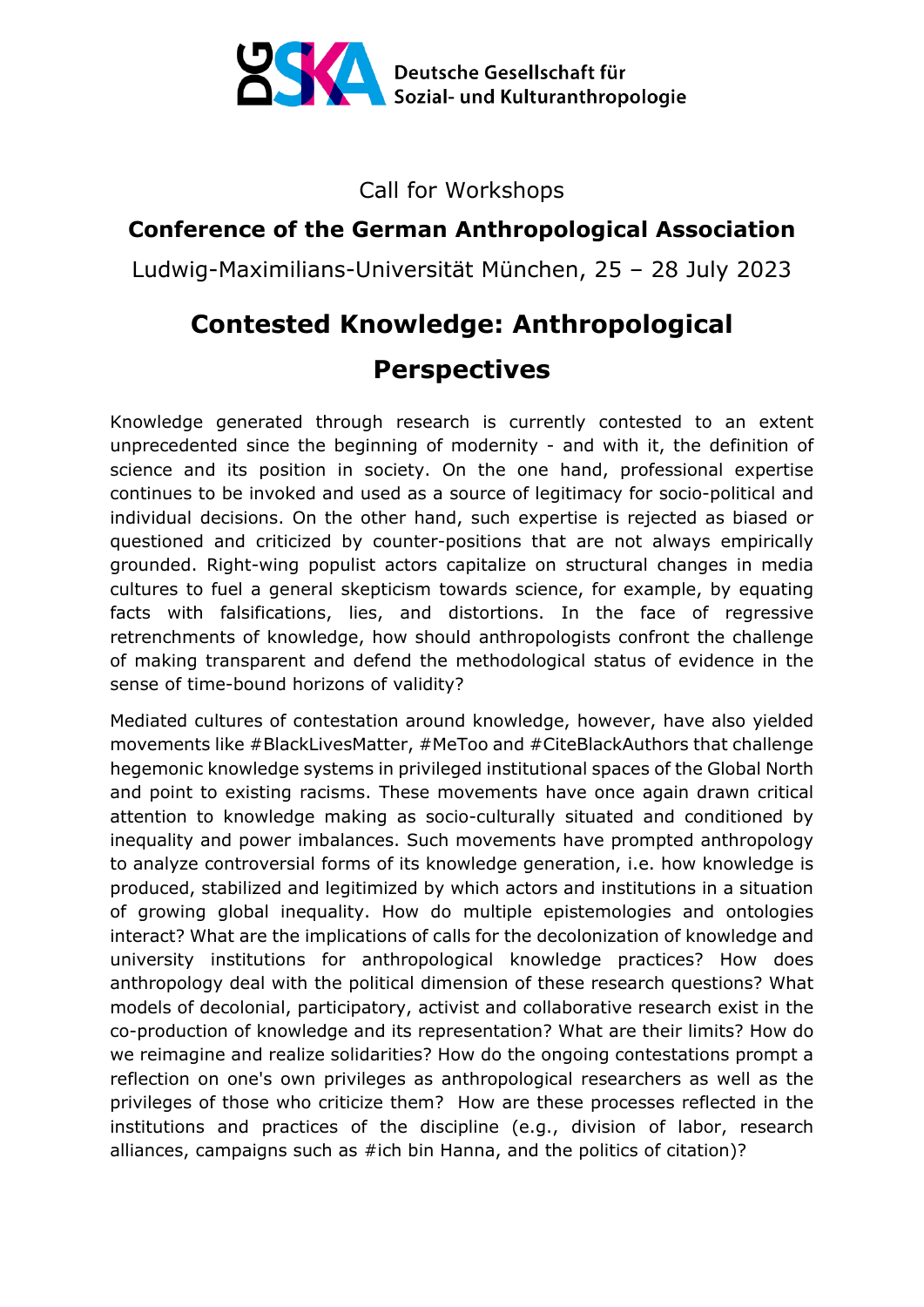Deutsche Gesellschaft für Sozial- und Kulturanthropologie

Call for Workshops

## Conference of the German Anthropological Association

Ludwig-Maximilians-Universität München, 25 – 28 July 2023

# Contested Knowledge: Anthropological Perspectives

Knowledge generated through research is currently contested to an extent unprecedented since the beginning of modernity - and with it, the definition of science and its position in society. On the one hand, professional expertise continues to be invoked and used as a source of legitimacy for socio-political and individual decisions. On the other hand, such expertise is rejected as biased or questioned and criticized by counter-positions that are not always empirically grounded. Right-wing populist actors capitalize on structural changes in media cultures to fuel a general skepticism towards science, for example, by equating facts with falsifications, lies, and distortions. In the face of regressive retrenchments of knowledge, how should anthropologists confront the challenge of making transparent and defend the methodological status of evidence in the sense of time-bound horizons of validity?

Mediated cultures of contestation around knowledge, however, have also yielded movements like #BlackLivesMatter, #MeToo and #CiteBlackAuthors that challenge hegemonic knowledge systems in privileged institutional spaces of the Global North and point to existing racisms. These movements have once again drawn critical attention to knowledge making as socio-culturally situated and conditioned by inequality and power imbalances. Such movements have prompted anthropology to analyze controversial forms of its knowledge generation, i.e. how knowledge is produced, stabilized and legitimized by which actors and institutions in a situation of growing global inequality. How do multiple epistemologies and ontologies interact? What are the implications of calls for the decolonization of knowledge and university institutions for anthropological knowledge practices? How does anthropology deal with the political dimension of these research questions? What models of decolonial, participatory, activist and collaborative research exist in the co-production of knowledge and its representation? What are their limits? How do we reimagine and realize solidarities? How do the ongoing contestations prompt a reflection on one's own privileges as anthropological researchers as well as the privileges of those who criticize them? How are these processes reflected in the institutions and practices of the discipline (e.g., division of labor, research alliances, campaigns such as #ich bin Hanna, and the politics of citation)?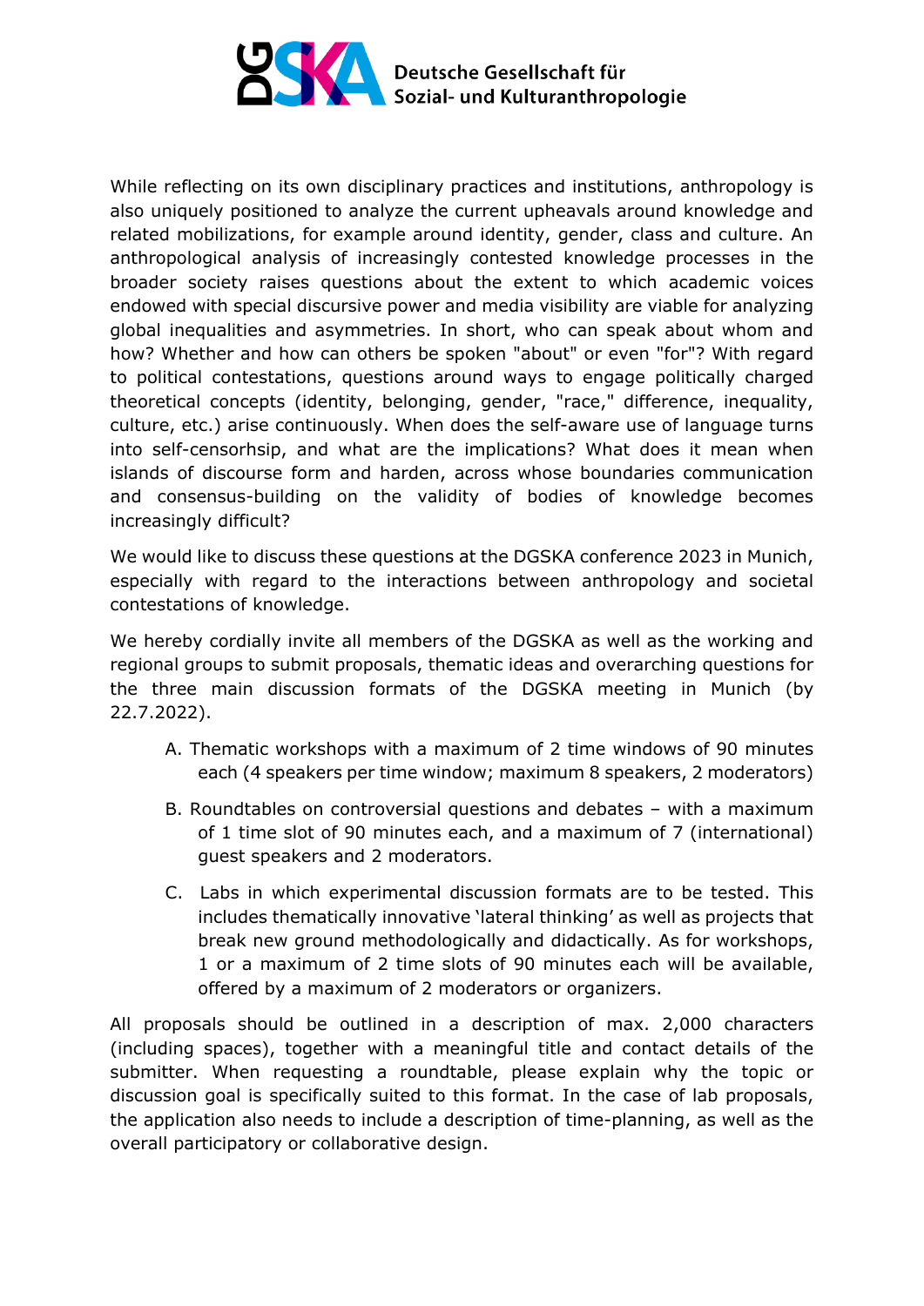While reflecting on its own disciplinary practices and institutions, anthropology is also uniquely positioned to analyze the current upheavals around knowledge and related mobilizations, for example around identity, gender, class and culture. An anthropological analysis of increasingly contested knowledge processes in the broader society raises questions about the extent to which academic voices endowed with special discursive power and media visibility are viable for analyzing global inequalities and asymmetries. In short, who can speak about whom and how? Whether and how can others be spoken "about" or even "for"? With regard to political contestations, questions around ways to engage politically charged theoretical concepts (identity, belonging, gender, "race," difference, inequality, culture, etc.) arise continuously. When does the self-aware use of language turns into self-censorhsip, and what are the implications? What does it mean when islands of discourse form and harden, across whose boundaries communication and consensus-building on the validity of bodies of knowledge becomes increasingly difficult?

We would like to discuss these questions at the DGSKA conference 2023 in Munich, especially with regard to the interactions between anthropology and societal contestations of knowledge.

We hereby cordially invite all members of the DGSKA as well as the working and regional groups to submit proposals, thematic ideas and overarching questions for the three main discussion formats of the DGSKA meeting in Munich (by 22.7.2022).

A. Thematic workshops with a maximum of 2 time windows of 90 minutes each (4 speakers per time window; maximum 8 speakers, 2 moderators)

B. Roundtables on controversial questions and debates – with a maximum of 1 time slot of 90 minutes each, and a maximum of 7 (international) guest speakers and 2 moderators.

C. Labs in which experimental discussion formats are to be tested. This includes thematically innovative 'lateral thinking' as well as projects that break new ground methodologically and didactically. As for workshops, 1 or a maximum of 2 time slots of 90 minutes each will be available, offered by a maximum of 2 moderators or organizers.

All proposals should be outlined in a description of max. 2,000 characters (including spaces), together with a meaningful title and contact details of the submitter. When requesting a roundtable, please explain why the topic or discussion goal is specifically suited to this format. In the case of lab proposals, the application also needs to include a description of time-planning, as well as the overall participatory or collaborative design.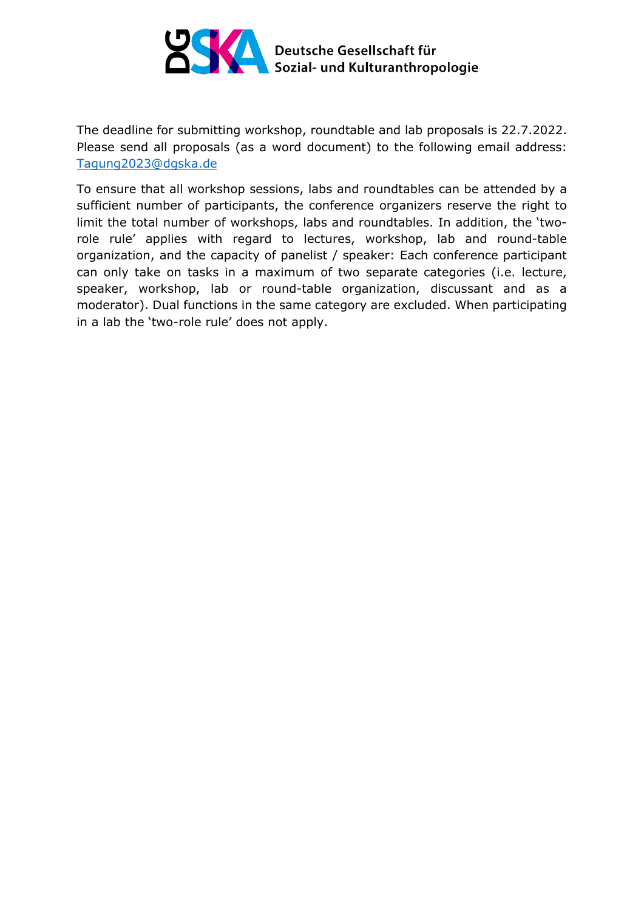The deadline for submitting workshop, roundtable and lab proposals is 22.7.2022. Please send all proposals (as a word document) to the following email address: Tagung2023@dgska.de

To ensure that all workshop sessions, labs and roundtables can be attended by a sufficient number of participants, the conference organizers reserve the right to limit the total number of workshops, labs and roundtables. In addition, the 'two-role rule' applies with regard to lectures, workshop, lab and round-table organization, and the capacity of panelist / speaker: Each conference participant can only take on tasks in a maximum of two separate categories (i.e. lecture, speaker, workshop, lab or round-table organization, discussant and as a moderator). Dual functions in the same category are excluded. When participating in a lab the 'two-role rule' does not apply.